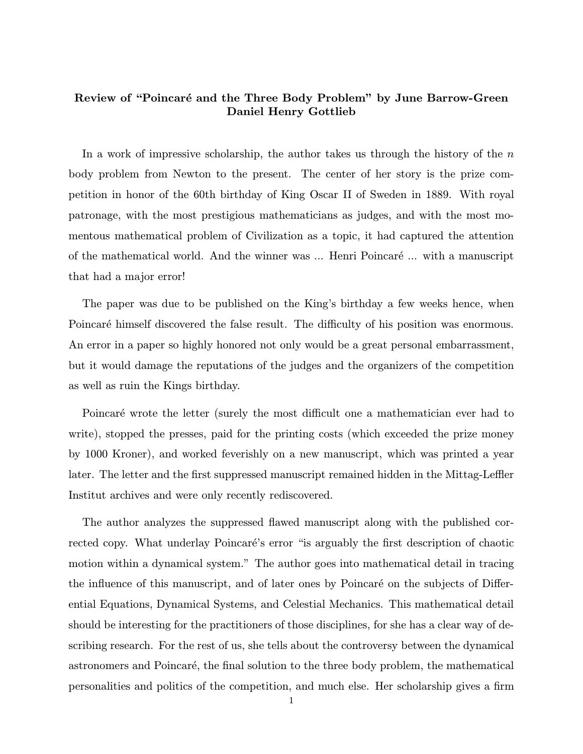**Review of "Poincaré and the Three Body Problem" by June Barrow-Green**
**Daniel Henry Gottlieb**

In a work of impressive scholarship, the author takes us through the history of the $n$ body problem from Newton to the present. The center of her story is the prize competition in honor of the 60th birthday of King Oscar II of Sweden in 1889. With royal patronage, with the most prestigious mathematicians as judges, and with the most momentous mathematical problem of Civilization as a topic, it had captured the attention of the mathematical world. And the winner was ... Henri Poincaré ... with a manuscript that had a major error!

The paper was due to be published on the King's birthday a few weeks hence, when Poincaré himself discovered the false result. The difficulty of his position was enormous. An error in a paper so highly honored not only would be a great personal embarrassment, but it would damage the reputations of the judges and the organizers of the competition as well as ruin the Kings birthday.

Poincaré wrote the letter (surely the most difficult one a mathematician ever had to write), stopped the presses, paid for the printing costs (which exceeded the prize money by 1000 Kroner), and worked feverishly on a new manuscript, which was printed a year later. The letter and the first suppressed manuscript remained hidden in the Mittag-Leffler Institut archives and were only recently rediscovered.

The author analyzes the suppressed flawed manuscript along with the published corrected copy. What underlay Poincaré's error "is arguably the first description of chaotic motion within a dynamical system." The author goes into mathematical detail in tracing the influence of this manuscript, and of later ones by Poincaré on the subjects of Differential Equations, Dynamical Systems, and Celestial Mechanics. This mathematical detail should be interesting for the practitioners of those disciplines, for she has a clear way of describing research. For the rest of us, she tells about the controversy between the dynamical astronomers and Poincaré, the final solution to the three body problem, the mathematical personalities and politics of the competition, and much else. Her scholarship gives a firm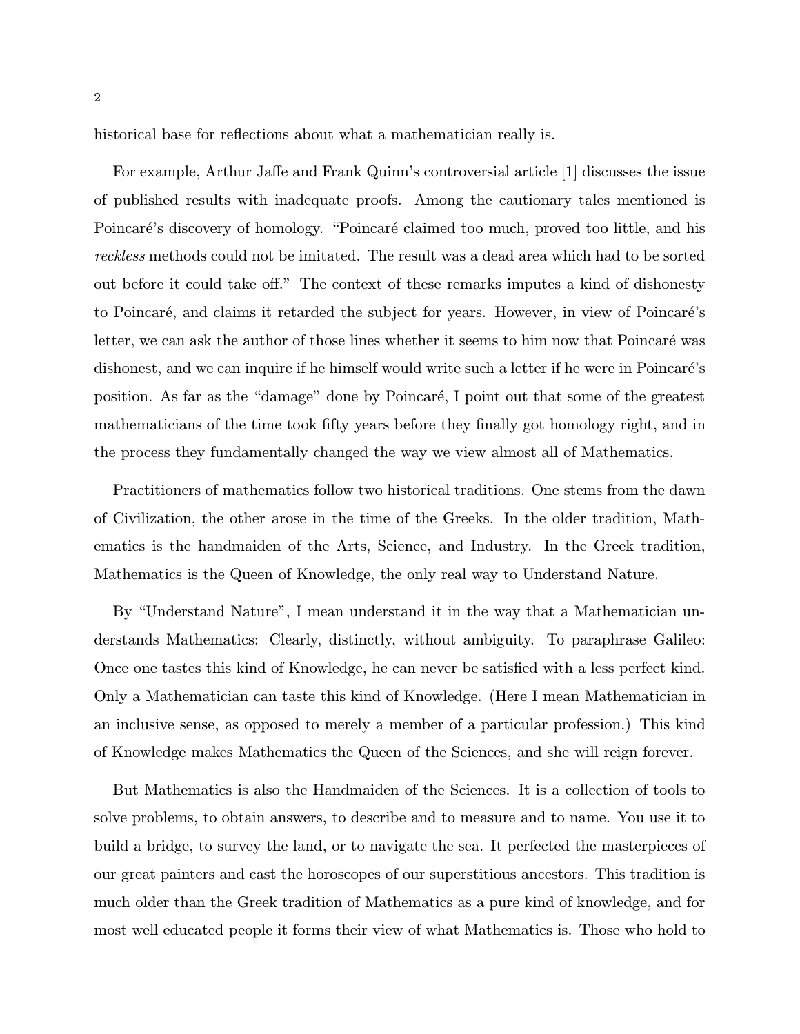historical base for reflections about what a mathematician really is.

For example, Arthur Jaffe and Frank Quinn's controversial article [1] discusses the issue of published results with inadequate proofs. Among the cautionary tales mentioned is Poincaré's discovery of homology. "Poincaré claimed too much, proved too little, and his *reckless* methods could not be imitated. The result was a dead area which had to be sorted out before it could take off." The context of these remarks imputes a kind of dishonesty to Poincaré, and claims it retarded the subject for years. However, in view of Poincaré's letter, we can ask the author of those lines whether it seems to him now that Poincaré was dishonest, and we can inquire if he himself would write such a letter if he were in Poincaré's position. As far as the "damage" done by Poincaré, I point out that some of the greatest mathematicians of the time took fifty years before they finally got homology right, and in the process they fundamentally changed the way we view almost all of Mathematics.

Practitioners of mathematics follow two historical traditions. One stems from the dawn of Civilization, the other arose in the time of the Greeks. In the older tradition, Mathematics is the handmaiden of the Arts, Science, and Industry. In the Greek tradition, Mathematics is the Queen of Knowledge, the only real way to Understand Nature.

By "Understand Nature", I mean understand it in the way that a Mathematician understands Mathematics: Clearly, distinctly, without ambiguity. To paraphrase Galileo: Once one tastes this kind of Knowledge, he can never be satisfied with a less perfect kind. Only a Mathematician can taste this kind of Knowledge. (Here I mean Mathematician in an inclusive sense, as opposed to merely a member of a particular profession.) This kind of Knowledge makes Mathematics the Queen of the Sciences, and she will reign forever.

But Mathematics is also the Handmaiden of the Sciences. It is a collection of tools to solve problems, to obtain answers, to describe and to measure and to name. You use it to build a bridge, to survey the land, or to navigate the sea. It perfected the masterpieces of our great painters and cast the horoscopes of our superstitious ancestors. This tradition is much older than the Greek tradition of Mathematics as a pure kind of knowledge, and for most well educated people it forms their view of what Mathematics is. Those who hold to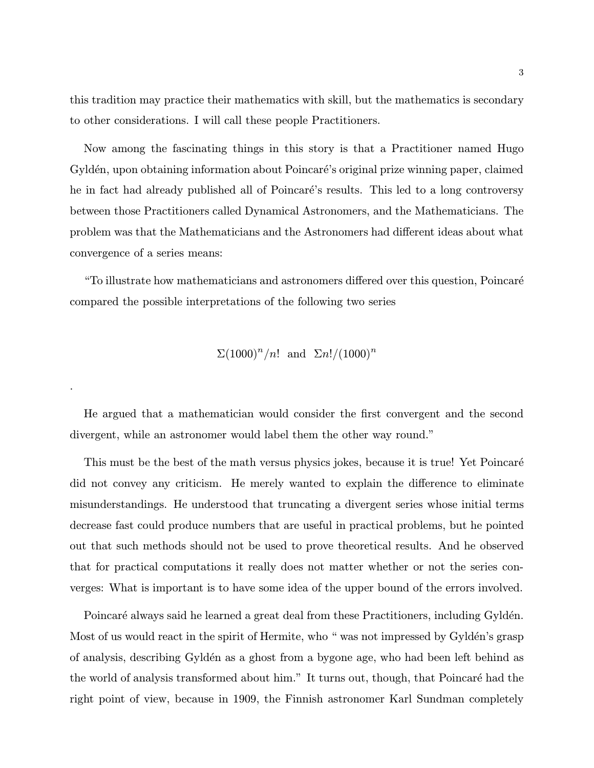this tradition may practice their mathematics with skill, but the mathematics is secondary to other considerations. I will call these people Practitioners.

Now among the fascinating things in this story is that a Practitioner named Hugo Gyldén, upon obtaining information about Poincaré's original prize winning paper, claimed he in fact had already published all of Poincaré's results. This led to a long controversy between those Practitioners called Dynamical Astronomers, and the Mathematicians. The problem was that the Mathematicians and the Astronomers had different ideas about what convergence of a series means:

"To illustrate how mathematicians and astronomers differed over this question, Poincaré compared the possible interpretations of the following two series

$$\Sigma(1000)^n/n! \quad \text{and} \quad \Sigma n!/(1000)^n$$

.

He argued that a mathematician would consider the first convergent and the second divergent, while an astronomer would label them the other way round."

This must be the best of the math versus physics jokes, because it is true! Yet Poincaré did not convey any criticism. He merely wanted to explain the difference to eliminate misunderstandings. He understood that truncating a divergent series whose initial terms decrease fast could produce numbers that are useful in practical problems, but he pointed out that such methods should not be used to prove theoretical results. And he observed that for practical computations it really does not matter whether or not the series converges: What is important is to have some idea of the upper bound of the errors involved.

Poincaré always said he learned a great deal from these Practitioners, including Gyldén. Most of us would react in the spirit of Hermite, who " was not impressed by Gyldén's grasp of analysis, describing Gyldén as a ghost from a bygone age, who had been left behind as the world of analysis transformed about him." It turns out, though, that Poincaré had the right point of view, because in 1909, the Finnish astronomer Karl Sundman completely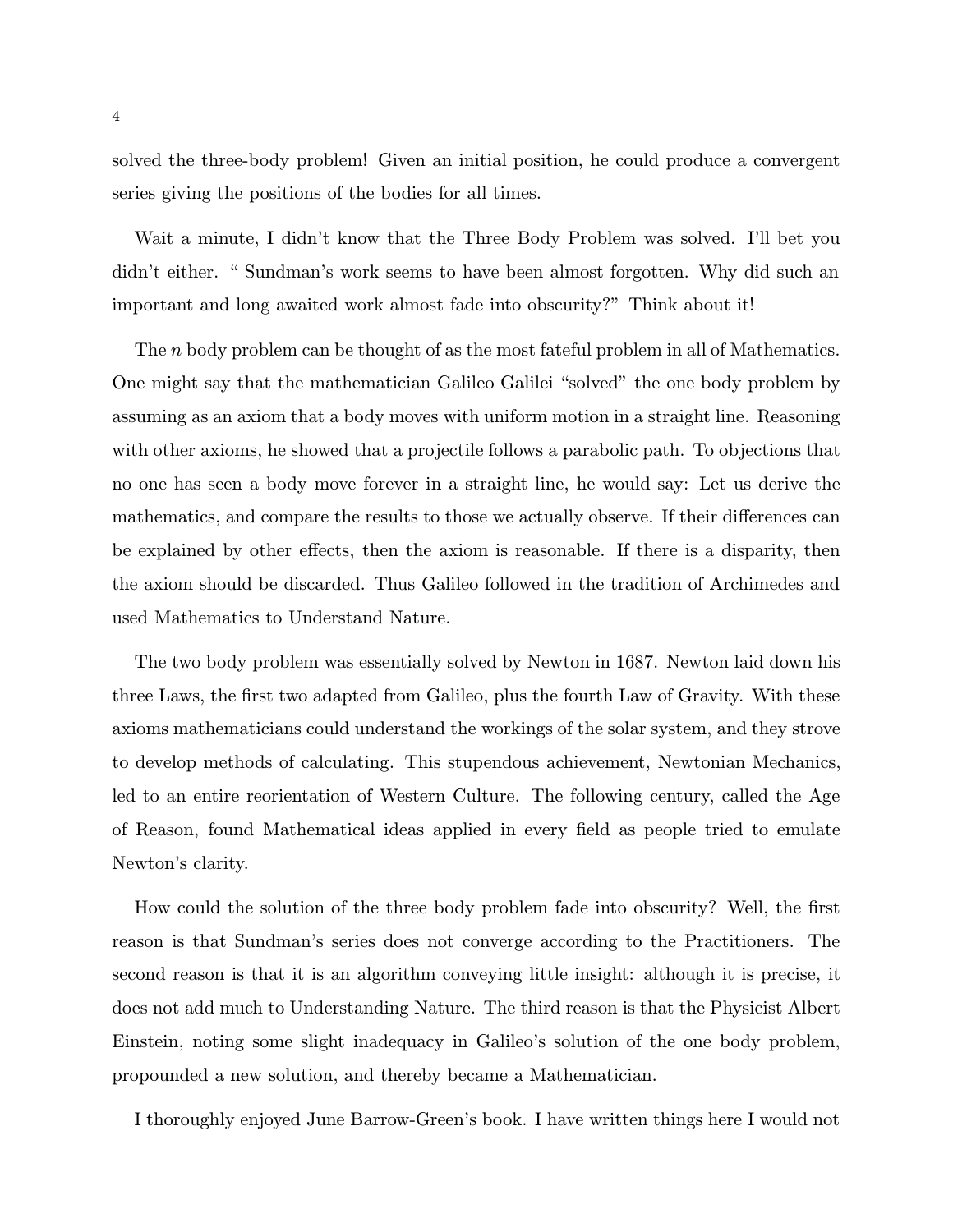solved the three-body problem! Given an initial position, he could produce a convergent series giving the positions of the bodies for all times.

Wait a minute, I didn't know that the Three Body Problem was solved. I'll bet you didn't either. " Sundman's work seems to have been almost forgotten. Why did such an important and long awaited work almost fade into obscurity?" Think about it!

The $n$ body problem can be thought of as the most fateful problem in all of Mathematics. One might say that the mathematician Galileo Galilei "solved" the one body problem by assuming as an axiom that a body moves with uniform motion in a straight line. Reasoning with other axioms, he showed that a projectile follows a parabolic path. To objections that no one has seen a body move forever in a straight line, he would say: Let us derive the mathematics, and compare the results to those we actually observe. If their differences can be explained by other effects, then the axiom is reasonable. If there is a disparity, then the axiom should be discarded. Thus Galileo followed in the tradition of Archimedes and used Mathematics to Understand Nature.

The two body problem was essentially solved by Newton in 1687. Newton laid down his three Laws, the first two adapted from Galileo, plus the fourth Law of Gravity. With these axioms mathematicians could understand the workings of the solar system, and they strove to develop methods of calculating. This stupendous achievement, Newtonian Mechanics, led to an entire reorientation of Western Culture. The following century, called the Age of Reason, found Mathematical ideas applied in every field as people tried to emulate Newton's clarity.

How could the solution of the three body problem fade into obscurity? Well, the first reason is that Sundman's series does not converge according to the Practitioners. The second reason is that it is an algorithm conveying little insight: although it is precise, it does not add much to Understanding Nature. The third reason is that the Physicist Albert Einstein, noting some slight inadequacy in Galileo's solution of the one body problem, propounded a new solution, and thereby became a Mathematician.

I thoroughly enjoyed June Barrow-Green's book. I have written things here I would not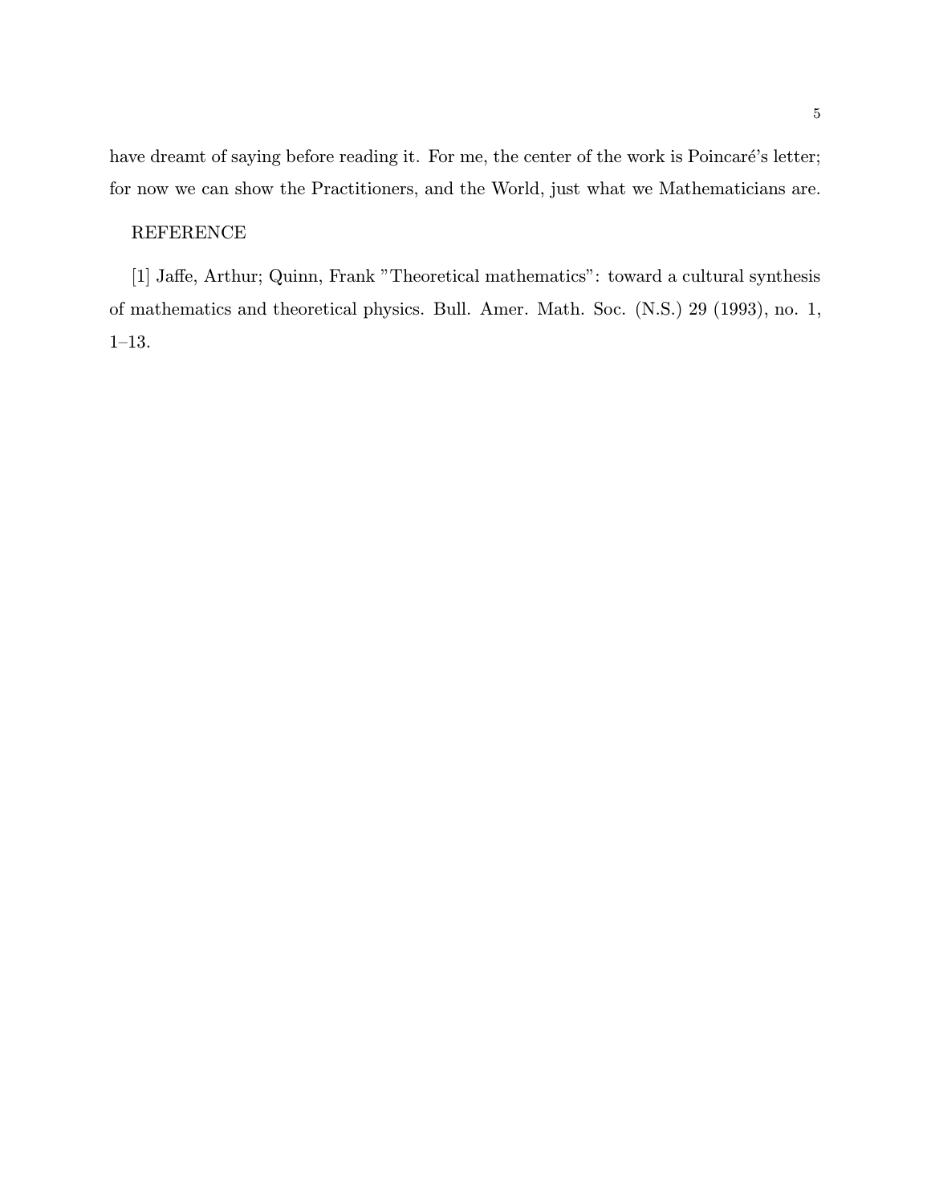have dreamt of saying before reading it. For me, the center of the work is Poincaré's letter; for now we can show the Practitioners, and the World, just what we Mathematicians are.

## REFERENCE

[1] Jaffe, Arthur; Quinn, Frank "Theoretical mathematics": toward a cultural synthesis of mathematics and theoretical physics. Bull. Amer. Math. Soc. (N.S.) 29 (1993), no. 1, 1–13.